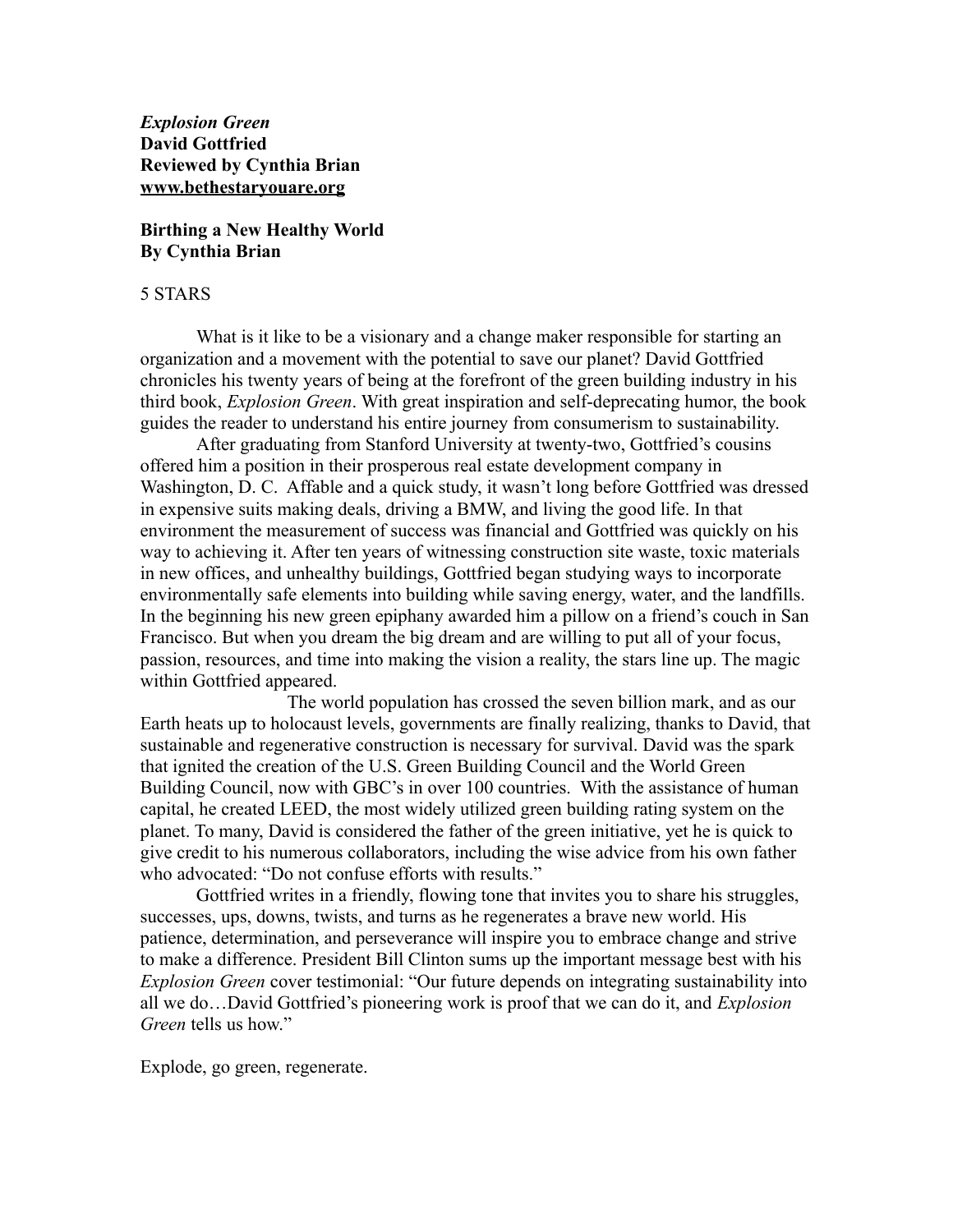***Explosion Green***
**David Gottfried**
**Reviewed by Cynthia Brian**
**www.bethestaryouare.org**

**Birthing a New Healthy World**
**By Cynthia Brian**

5 STARS

What is it like to be a visionary and a change maker responsible for starting an organization and a movement with the potential to save our planet? David Gottfried chronicles his twenty years of being at the forefront of the green building industry in his third book, *Explosion Green*. With great inspiration and self-deprecating humor, the book guides the reader to understand his entire journey from consumerism to sustainability.

After graduating from Stanford University at twenty-two, Gottfried's cousins offered him a position in their prosperous real estate development company in Washington, D. C. Affable and a quick study, it wasn't long before Gottfried was dressed in expensive suits making deals, driving a BMW, and living the good life. In that environment the measurement of success was financial and Gottfried was quickly on his way to achieving it. After ten years of witnessing construction site waste, toxic materials in new offices, and unhealthy buildings, Gottfried began studying ways to incorporate environmentally safe elements into building while saving energy, water, and the landfills. In the beginning his new green epiphany awarded him a pillow on a friend's couch in San Francisco. But when you dream the big dream and are willing to put all of your focus, passion, resources, and time into making the vision a reality, the stars line up. The magic within Gottfried appeared.

The world population has crossed the seven billion mark, and as our Earth heats up to holocaust levels, governments are finally realizing, thanks to David, that sustainable and regenerative construction is necessary for survival. David was the spark that ignited the creation of the U.S. Green Building Council and the World Green Building Council, now with GBC's in over 100 countries. With the assistance of human capital, he created LEED, the most widely utilized green building rating system on the planet. To many, David is considered the father of the green initiative, yet he is quick to give credit to his numerous collaborators, including the wise advice from his own father who advocated: "Do not confuse efforts with results."

Gottfried writes in a friendly, flowing tone that invites you to share his struggles, successes, ups, downs, twists, and turns as he regenerates a brave new world. His patience, determination, and perseverance will inspire you to embrace change and strive to make a difference. President Bill Clinton sums up the important message best with his *Explosion Green* cover testimonial: "Our future depends on integrating sustainability into all we do…David Gottfried's pioneering work is proof that we can do it, and *Explosion Green* tells us how."

Explode, go green, regenerate.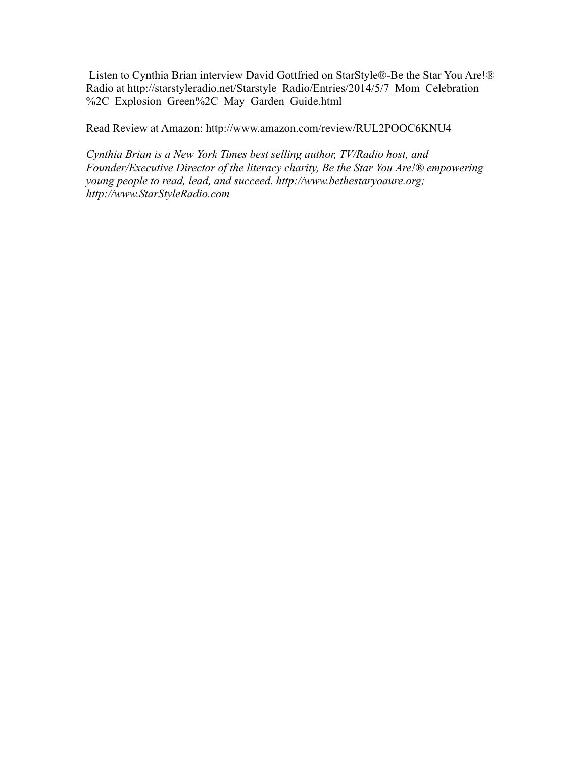Listen to Cynthia Brian interview David Gottfried on StarStyle®-Be the Star You Are!® Radio at http://starstyleradio.net/Starstyle_Radio/Entries/2014/5/7_Mom_Celebration%2C_Explosion_Green%2C_May_Garden_Guide.html

Read Review at Amazon: http://www.amazon.com/review/RUL2POOC6KNU4

*Cynthia Brian is a New York Times best selling author, TV/Radio host, and Founder/Executive Director of the literacy charity, Be the Star You Are!® empowering young people to read, lead, and succeed. http://www.bethestaryoaure.org; http://www.StarStyleRadio.com*